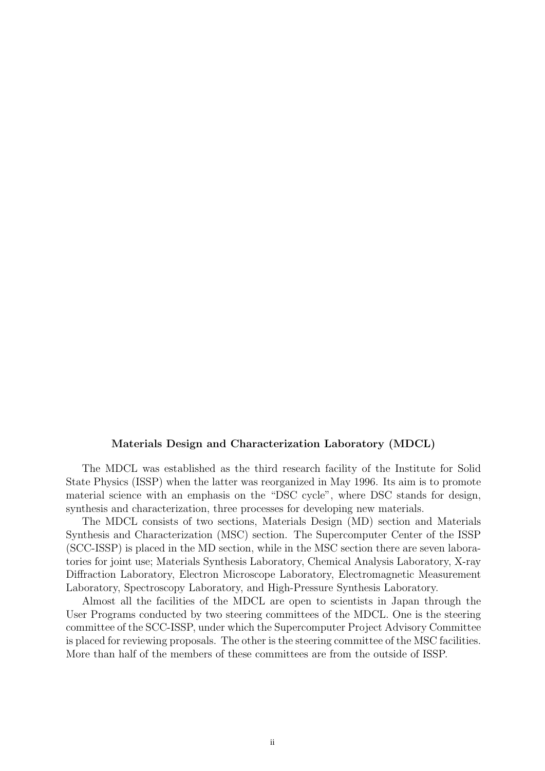## Materials Design and Characterization Laboratory (MDCL)

The MDCL was established as the third research facility of the Institute for Solid State Physics (ISSP) when the latter was reorganized in May 1996. Its aim is to promote material science with an emphasis on the "DSC cycle", where DSC stands for design, synthesis and characterization, three processes for developing new materials.

The MDCL consists of two sections, Materials Design (MD) section and Materials Synthesis and Characterization (MSC) section. The Supercomputer Center of the ISSP (SCC-ISSP) is placed in the MD section, while in the MSC section there are seven laboratories for joint use; Materials Synthesis Laboratory, Chemical Analysis Laboratory, X-ray Diffraction Laboratory, Electron Microscope Laboratory, Electromagnetic Measurement Laboratory, Spectroscopy Laboratory, and High-Pressure Synthesis Laboratory.

Almost all the facilities of the MDCL are open to scientists in Japan through the User Programs conducted by two steering committees of the MDCL. One is the steering committee of the SCC-ISSP, under which the Supercomputer Project Advisory Committee is placed for reviewing proposals. The other is the steering committee of the MSC facilities. More than half of the members of these committees are from the outside of ISSP.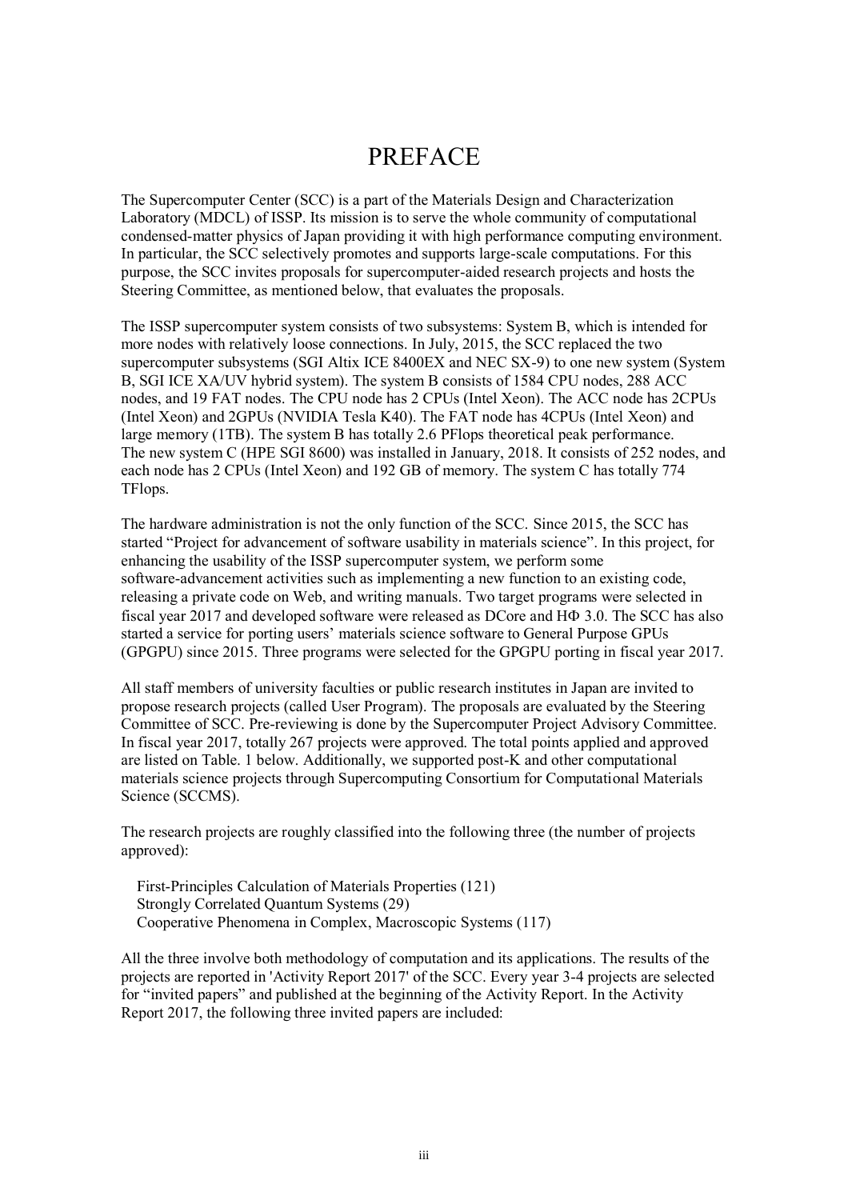# PREFACE

The Supercomputer Center (SCC) is a part of the Materials Design and Characterization Laboratory (MDCL) of ISSP. Its mission is to serve the whole community of computational condensed-matter physics of Japan providing it with high performance computing environment. In particular, the SCC selectively promotes and supports large-scale computations. For this purpose, the SCC invites proposals for supercomputer-aided research projects and hosts the Steering Committee, as mentioned below, that evaluates the proposals.

The ISSP supercomputer system consists of two subsystems: System B, which is intended for more nodes with relatively loose connections. In July, 2015, the SCC replaced the two supercomputer subsystems (SGI Altix ICE 8400EX and NEC SX-9) to one new system (System B, SGI ICE XA/UV hybrid system). The system B consists of 1584 CPU nodes, 288 ACC nodes, and 19 FAT nodes. The CPU node has 2 CPUs (Intel Xeon). The ACC node has 2CPUs (Intel Xeon) and 2GPUs (NVIDIA Tesla K40). The FAT node has 4CPUs (Intel Xeon) and large memory (1TB). The system B has totally 2.6 PFlops theoretical peak performance. The new system C (HPE SGI 8600) was installed in January, 2018. It consists of 252 nodes, and each node has 2 CPUs (Intel Xeon) and 192 GB of memory. The system C has totally 774 TFlops.

The hardware administration is not the only function of the SCC. Since 2015, the SCC has started "Project for advancement of software usability in materials science". In this project, for enhancing the usability of the ISSP supercomputer system, we perform some software-advancement activities such as implementing a new function to an existing code, releasing a private code on Web, and writing manuals. Two target programs were selected in fiscal year 2017 and developed software were released as DCore and HΦ 3.0. The SCC has also started a service for porting users' materials science software to General Purpose GPUs (GPGPU) since 2015. Three programs were selected for the GPGPU porting in fiscal year 2017.

All staff members of university faculties or public research institutes in Japan are invited to propose research projects (called User Program). The proposals are evaluated by the Steering Committee of SCC. Pre-reviewing is done by the Supercomputer Project Advisory Committee. In fiscal year 2017, totally 267 projects were approved. The total points applied and approved are listed on Table. 1 below. Additionally, we supported post-K and other computational materials science projects through Supercomputing Consortium for Computational Materials Science (SCCMS).

The research projects are roughly classified into the following three (the number of projects approved):

First-Principles Calculation of Materials Properties (121)
Strongly Correlated Quantum Systems (29)
Cooperative Phenomena in Complex, Macroscopic Systems (117)

All the three involve both methodology of computation and its applications. The results of the projects are reported in 'Activity Report 2017' of the SCC. Every year 3-4 projects are selected for "invited papers" and published at the beginning of the Activity Report. In the Activity Report 2017, the following three invited papers are included: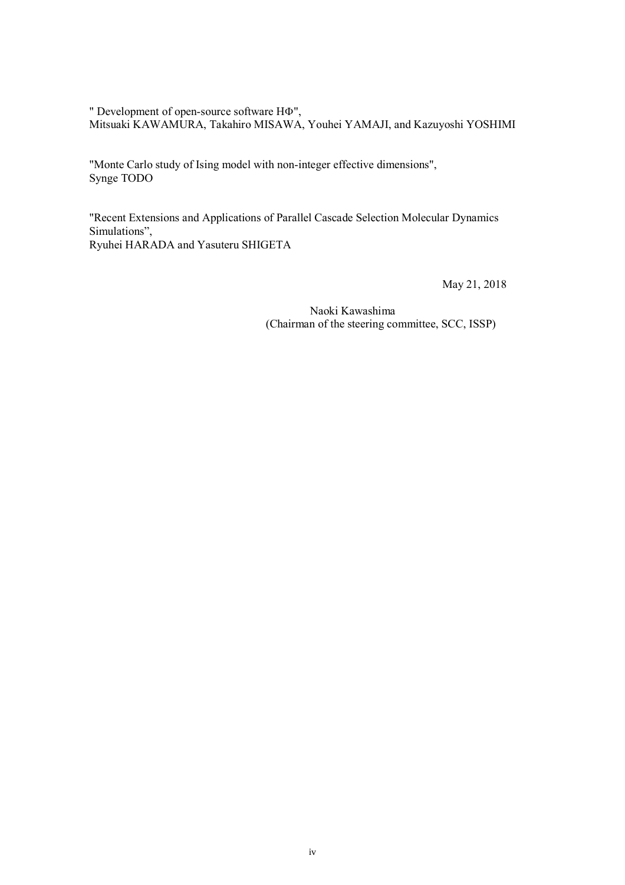" Development of open-source software HΦ",
Mitsuaki KAWAMURA, Takahiro MISAWA, Youhei YAMAJI, and Kazuyoshi YOSHIMI

"Monte Carlo study of Ising model with non-integer effective dimensions",
Synge TODO

"Recent Extensions and Applications of Parallel Cascade Selection Molecular Dynamics Simulations",
Ryuhei HARADA and Yasuteru SHIGETA

May 21, 2018

Naoki Kawashima
(Chairman of the steering committee, SCC, ISSP)